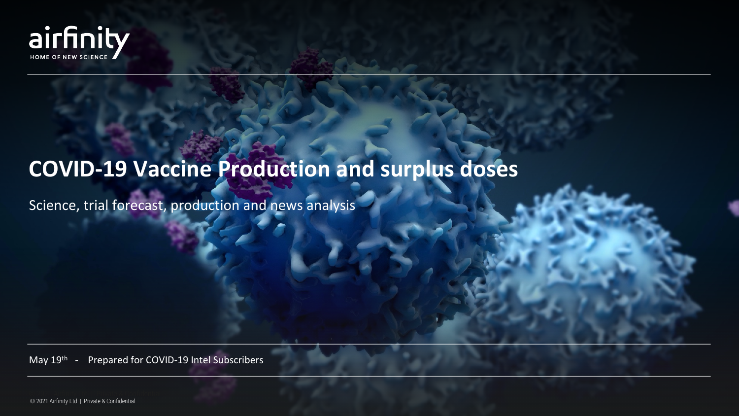airfinity

HOME OF NEW SCIENCE

# COVID-19 Vaccine Production and surplus doses

Science, trial forecast, production and news analysis

May 19th - Prepared for COVID-19 Intel Subscribers

© 2021 Airfinity Ltd | Private & Confidential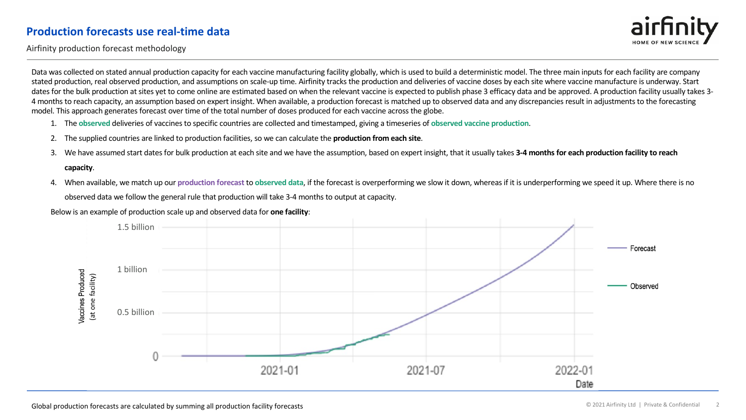# Production forecasts use real-time data

Airfinity production forecast methodology

Data was collected on stated annual production capacity for each vaccine manufacturing facility globally, which is used to build a deterministic model. The three main inputs for each facility are company stated production, real observed production, and assumptions on scale-up time. Airfinity tracks the production and deliveries of vaccine doses by each site where vaccine manufacture is underway. Start dates for the bulk production at sites yet to come online are estimated based on when the relevant vaccine is expected to publish phase 3 efficacy data and be approved. A production facility usually takes 3-4 months to reach capacity, an assumption based on expert insight. When available, a production forecast is matched up to observed data and any discrepancies result in adjustments to the forecasting model. This approach generates forecast over time of the total number of doses produced for each vaccine across the globe.

1. The observed deliveries of vaccines to specific countries are collected and timestamped, giving a timeseries of observed vaccine production.
2. The supplied countries are linked to production facilities, so we can calculate the **production from each site**.
3. We have assumed start dates for bulk production at each site and we have the assumption, based on expert insight, that it usually takes **3-4 months for each production facility to reach capacity**.
4. When available, we match up our production forecast to observed data, if the forecast is overperforming we slow it down, whereas if it is underperforming we speed it up. Where there is no observed data we follow the general rule that production will take 3-4 months to output at capacity.

Below is an example of production scale up and observed data for **one facility**:

Global production forecasts are calculated by summing all production facility forecasts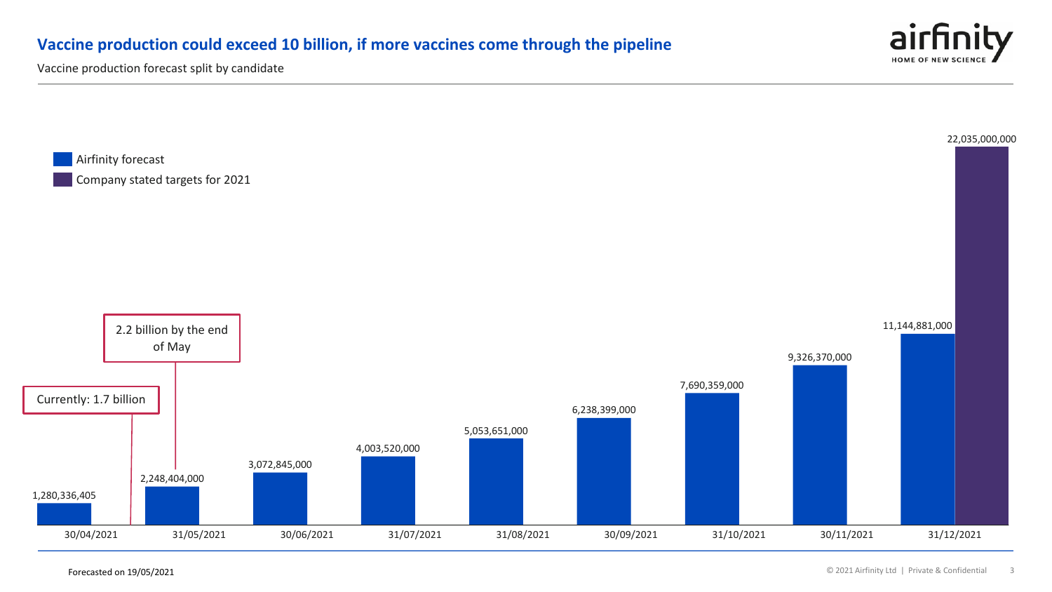## Vaccine production could exceed 10 billion, if more vaccines come through the pipeline

Vaccine production forecast split by candidate

- Airfinity forecast
- Company stated targets for 2021

Currently: 1.7 billion

2.2 billion by the end of May

| Date | Airfinity forecast | Company stated targets for 2021 |
|---|---|---|
| 30/04/2021 | 1,280,336,405 | |
| 31/05/2021 | 2,248,404,000 | |
| 30/06/2021 | 3,072,845,000 | |
| 31/07/2021 | 4,003,520,000 | |
| 31/08/2021 | 5,053,651,000 | |
| 30/09/2021 | 6,238,399,000 | |
| 31/10/2021 | 7,690,359,000 | |
| 30/11/2021 | 9,326,370,000 | |
| 31/12/2021 | 11,144,881,000 | 22,035,000,000 |

Forecasted on 19/05/2021

© 2021 Airfinity Ltd | Private & Confidential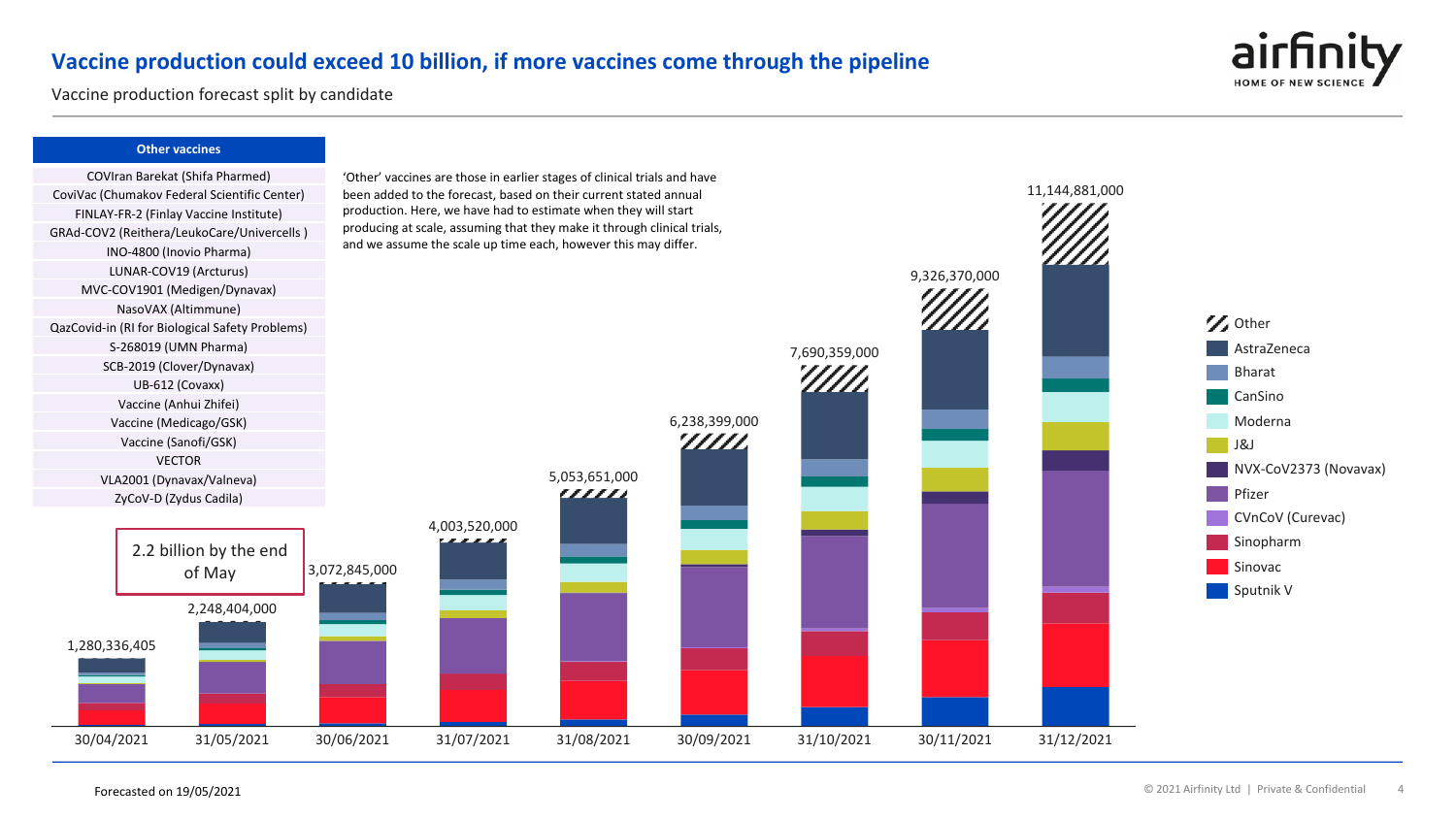# Vaccine production could exceed 10 billion, if more vaccines come through the pipeline

Vaccine production forecast split by candidate

| Other vaccines |
|---|
| COVIran Barekat (Shifa Pharmed) |
| CoviVac (Chumakov Federal Scientific Center) |
| FINLAY-FR-2 (Finlay Vaccine Institute) |
| GRAd-COV2 (Reithera/LeukoCare/Univercells ) |
| INO-4800 (Inovio Pharma) |
| LUNAR-COV19 (Arcturus) |
| MVC-COV1901 (Medigen/Dynavax) |
| NasoVAX (Altimmune) |
| QazCovid-in (RI for Biological Safety Problems) |
| S-268019 (UMN Pharma) |
| SCB-2019 (Clover/Dynavax) |
| UB-612 (Covaxx) |
| Vaccine (Anhui Zhifei) |
| Vaccine (Medicago/GSK) |
| Vaccine (Sanofi/GSK) |
| VECTOR |
| VLA2001 (Dynavax/Valneva) |
| ZyCoV-D (Zydus Cadila) |

'Other' vaccines are those in earlier stages of clinical trials and have been added to the forecast, based on their current stated annual production. Here, we have had to estimate when they will start producing at scale, assuming that they make it through clinical trials, and we assume the scale up time each, however this may differ.

2.2 billion by the end of May

| Date | Forecast total |
|---|---|
| 30/04/2021 | 1,280,336,405 |
| 31/05/2021 | 2,248,404,000 |
| 30/06/2021 | 3,072,845,000 |
| 31/07/2021 | 4,003,520,000 |
| 31/08/2021 | 5,053,651,000 |
| 30/09/2021 | 6,238,399,000 |
| 31/10/2021 | 7,690,359,000 |
| 30/11/2021 | 9,326,370,000 |
| 31/12/2021 | 11,144,881,000 |

Legend: Other, AstraZeneca, Bharat, CanSino, Moderna, J&J, NVX-CoV2373 (Novavax), Pfizer, CVnCoV (Curevac), Sinopharm, Sinovac, Sputnik V

Forecasted on 19/05/2021

© 2021 Airfinity Ltd | Private & Confidential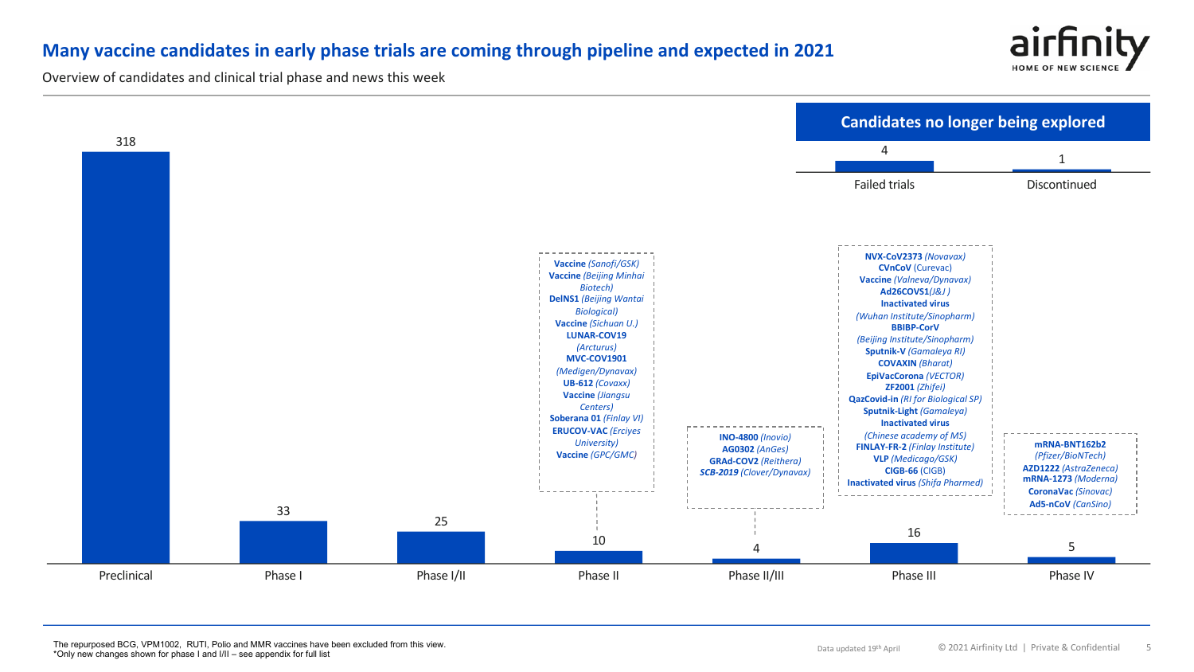# Many vaccine candidates in early phase trials are coming through pipeline and expected in 2021

Overview of candidates and clinical trial phase and news this week

| Phase | Number of candidates |
|---|---|
| Preclinical | 318 |
| Phase I | 33 |
| Phase I/II | 25 |
| Phase II | 10 |
| Phase II/III | 4 |
| Phase III | 16 |
| Phase IV | 5 |

**Phase II:**
- **Vaccine** *(Sanofi/GSK)*
- **Vaccine** *(Beijing Minhai Biotech)*
- **DeINS1** *(Beijing Wantai Biological)*
- **Vaccine** *(Sichuan U.)*
- **LUNAR-COV19** *(Arcturus)*
- **MVC-COV1901** *(Medigen/Dynavax)*
- **UB-612** *(Covaxx)*
- **Vaccine** *(Jiangsu Centers)*
- **Soberana 01** *(Finlay VI)*
- **ERUCOV-VAC** *(Erciyes University)*
- **Vaccine** *(GPC/GMC)*

**Phase II/III:**
- **INO-4800** *(Inovio)*
- **AG0302** *(AnGes)*
- **GRAd-COV2** *(Reithera)*
- ***SCB-2019*** *(Clover/Dynavax)*

**Phase III:**
- **NVX-CoV2373** *(Novavax)*
- **CVnCoV** (Curevac)
- **Vaccine** *(Valneva/Dynavax)*
- **Ad26COVS1***(J&J )*
- **Inactivated virus** *(Wuhan Institute/Sinopharm)*
- **BBIBP-CorV** *(Beijing Institute/Sinopharm)*
- **Sputnik-V** *(Gamaleya RI)*
- **COVAXIN** *(Bharat)*
- **EpiVacCorona** *(VECTOR)*
- **ZF2001** *(Zhifei)*
- **QazCovid-in** *(RI for Biological SP)*
- **Sputnik-Light** *(Gamaleya)*
- **Inactivated virus** *(Chinese academy of MS)*
- **FINLAY-FR-2** *(Finlay Institute)*
- **VLP** *(Medicago/GSK)*
- **CIGB-66** (CIGB)
- **Inactivated virus** *(Shifa Pharmed)*

**Phase IV:**
- **mRNA-BNT162b2** *(Pfizer/BioNTech)*
- **AZD1222** *(AstraZeneca)*
- **mRNA-1273** *(Moderna)*
- **CoronaVac** *(Sinovac)*
- **Ad5-nCoV** *(CanSino)*

## Candidates no longer being explored

| Failed trials | Discontinued |
|---|---|
| 4 | 1 |

The repurposed BCG, VPM1002, RUTI, Polio and MMR vaccines have been excluded from this view.
*Only new changes shown for phase I and I/II – see appendix for full list

Data updated 19th April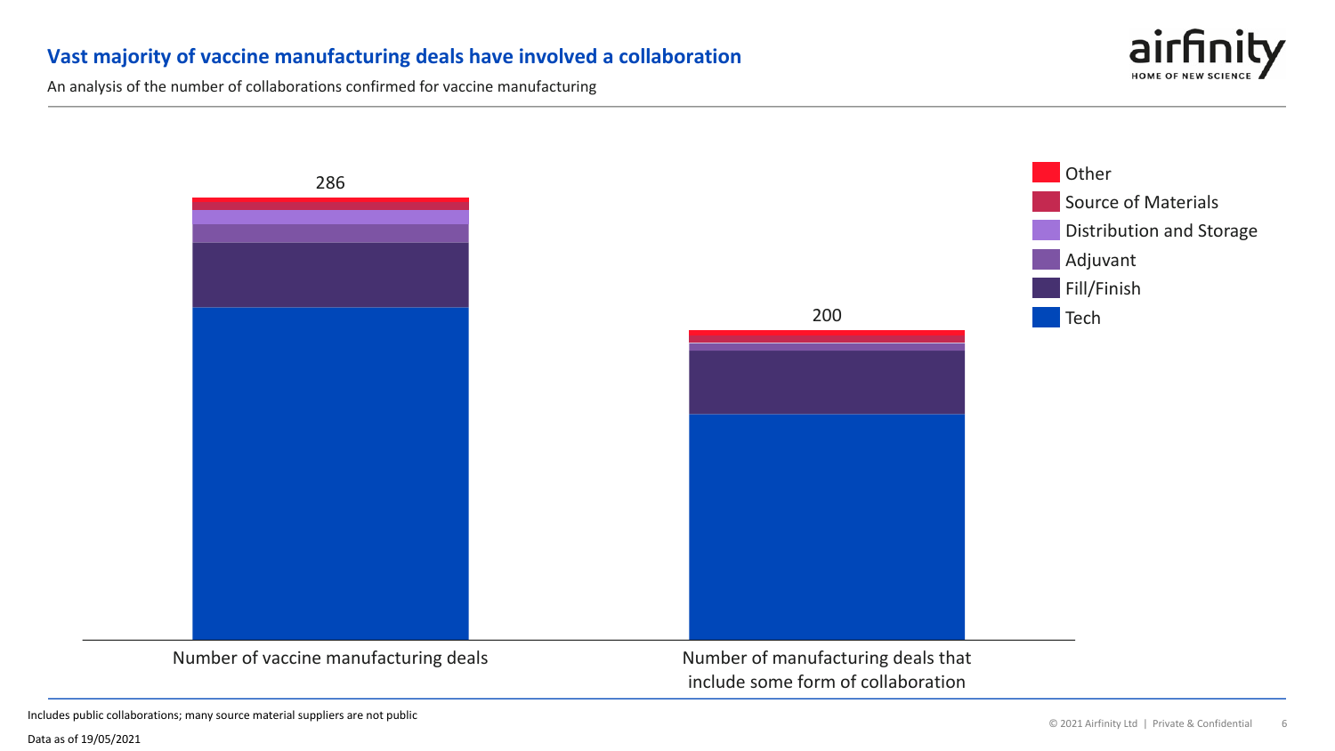## Vast majority of vaccine manufacturing deals have involved a collaboration

An analysis of the number of collaborations confirmed for vaccine manufacturing

| | Number of vaccine manufacturing deals | Number of manufacturing deals that include some form of collaboration |
|---|---|---|
| Total | 286 | 200 |

Legend: Other, Source of Materials, Distribution and Storage, Adjuvant, Fill/Finish, Tech

Includes public collaborations; many source material suppliers are not public

Data as of 19/05/2021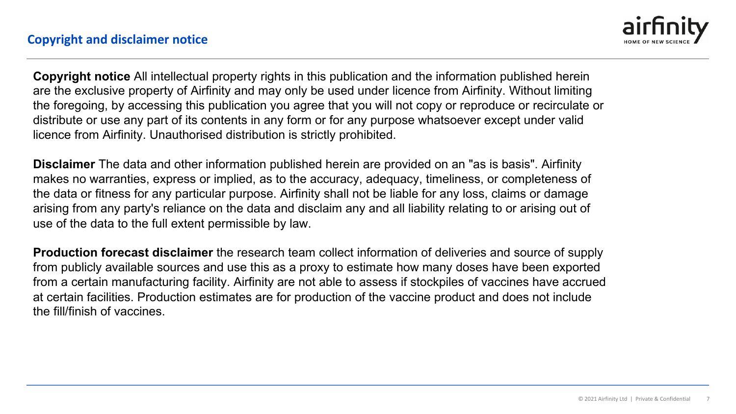## Copyright and disclaimer notice

**Copyright notice** All intellectual property rights in this publication and the information published herein are the exclusive property of Airfinity and may only be used under licence from Airfinity. Without limiting the foregoing, by accessing this publication you agree that you will not copy or reproduce or recirculate or distribute or use any part of its contents in any form or for any purpose whatsoever except under valid licence from Airfinity. Unauthorised distribution is strictly prohibited.

**Disclaimer** The data and other information published herein are provided on an "as is basis". Airfinity makes no warranties, express or implied, as to the accuracy, adequacy, timeliness, or completeness of the data or fitness for any particular purpose. Airfinity shall not be liable for any loss, claims or damage arising from any party's reliance on the data and disclaim any and all liability relating to or arising out of use of the data to the full extent permissible by law.

**Production forecast disclaimer** the research team collect information of deliveries and source of supply from publicly available sources and use this as a proxy to estimate how many doses have been exported from a certain manufacturing facility. Airfinity are not able to assess if stockpiles of vaccines have accrued at certain facilities. Production estimates are for production of the vaccine product and does not include the fill/finish of vaccines.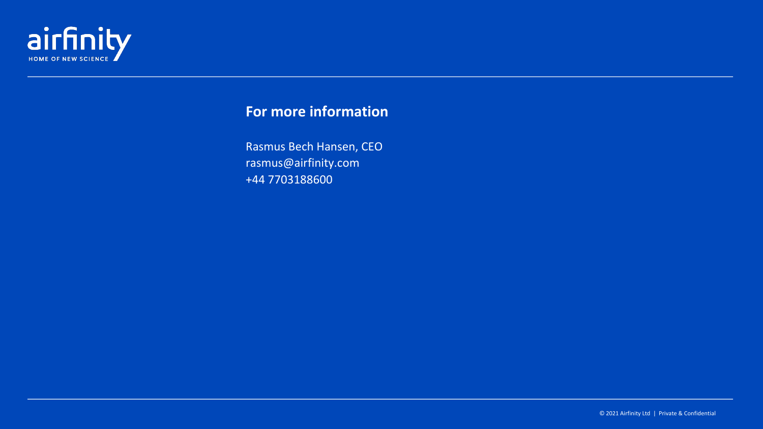airfinity

HOME OF NEW SCIENCE

## For more information

Rasmus Bech Hansen, CEO
rasmus@airfinity.com
+44 7703188600

© 2021 Airfinity Ltd | Private & Confidential